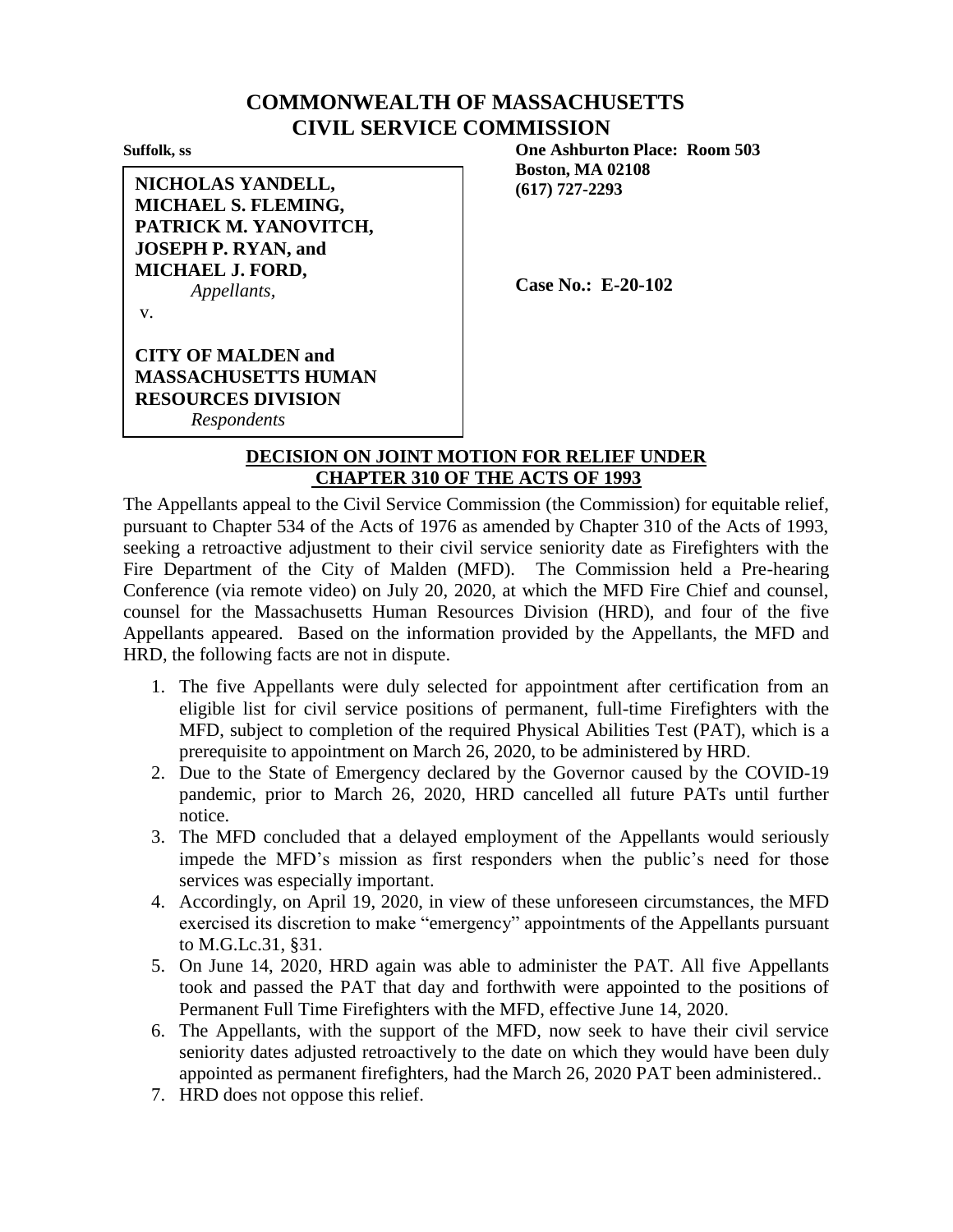# COMMONWEALTH OF MASSACHUSETTS
# CIVIL SERVICE COMMISSION

**Suffolk, ss**

**One Ashburton Place: Room 503**
**Boston, MA 02108**
**(617) 727-2293**

**NICHOLAS YANDELL,**
**MICHAEL S. FLEMING,**
**PATRICK M. YANOVITCH,**
**JOSEPH P. RYAN, and**
**MICHAEL J. FORD,**
*Appellants,*

v.

**CITY OF MALDEN and**
**MASSACHUSETTS HUMAN**
**RESOURCES DIVISION**
*Respondents*

**Case No.: E-20-102**

## DECISION ON JOINT MOTION FOR RELIEF UNDER CHAPTER 310 OF THE ACTS OF 1993

The Appellants appeal to the Civil Service Commission (the Commission) for equitable relief, pursuant to Chapter 534 of the Acts of 1976 as amended by Chapter 310 of the Acts of 1993, seeking a retroactive adjustment to their civil service seniority date as Firefighters with the Fire Department of the City of Malden (MFD). The Commission held a Pre-hearing Conference (via remote video) on July 20, 2020, at which the MFD Fire Chief and counsel, counsel for the Massachusetts Human Resources Division (HRD), and four of the five Appellants appeared. Based on the information provided by the Appellants, the MFD and HRD, the following facts are not in dispute.

1. The five Appellants were duly selected for appointment after certification from an eligible list for civil service positions of permanent, full-time Firefighters with the MFD, subject to completion of the required Physical Abilities Test (PAT), which is a prerequisite to appointment on March 26, 2020, to be administered by HRD.
2. Due to the State of Emergency declared by the Governor caused by the COVID-19 pandemic, prior to March 26, 2020, HRD cancelled all future PATs until further notice.
3. The MFD concluded that a delayed employment of the Appellants would seriously impede the MFD's mission as first responders when the public's need for those services was especially important.
4. Accordingly, on April 19, 2020, in view of these unforeseen circumstances, the MFD exercised its discretion to make "emergency" appointments of the Appellants pursuant to M.G.L.c.31, §31.
5. On June 14, 2020, HRD again was able to administer the PAT. All five Appellants took and passed the PAT that day and forthwith were appointed to the positions of Permanent Full Time Firefighters with the MFD, effective June 14, 2020.
6. The Appellants, with the support of the MFD, now seek to have their civil service seniority dates adjusted retroactively to the date on which they would have been duly appointed as permanent firefighters, had the March 26, 2020 PAT been administered..
7. HRD does not oppose this relief.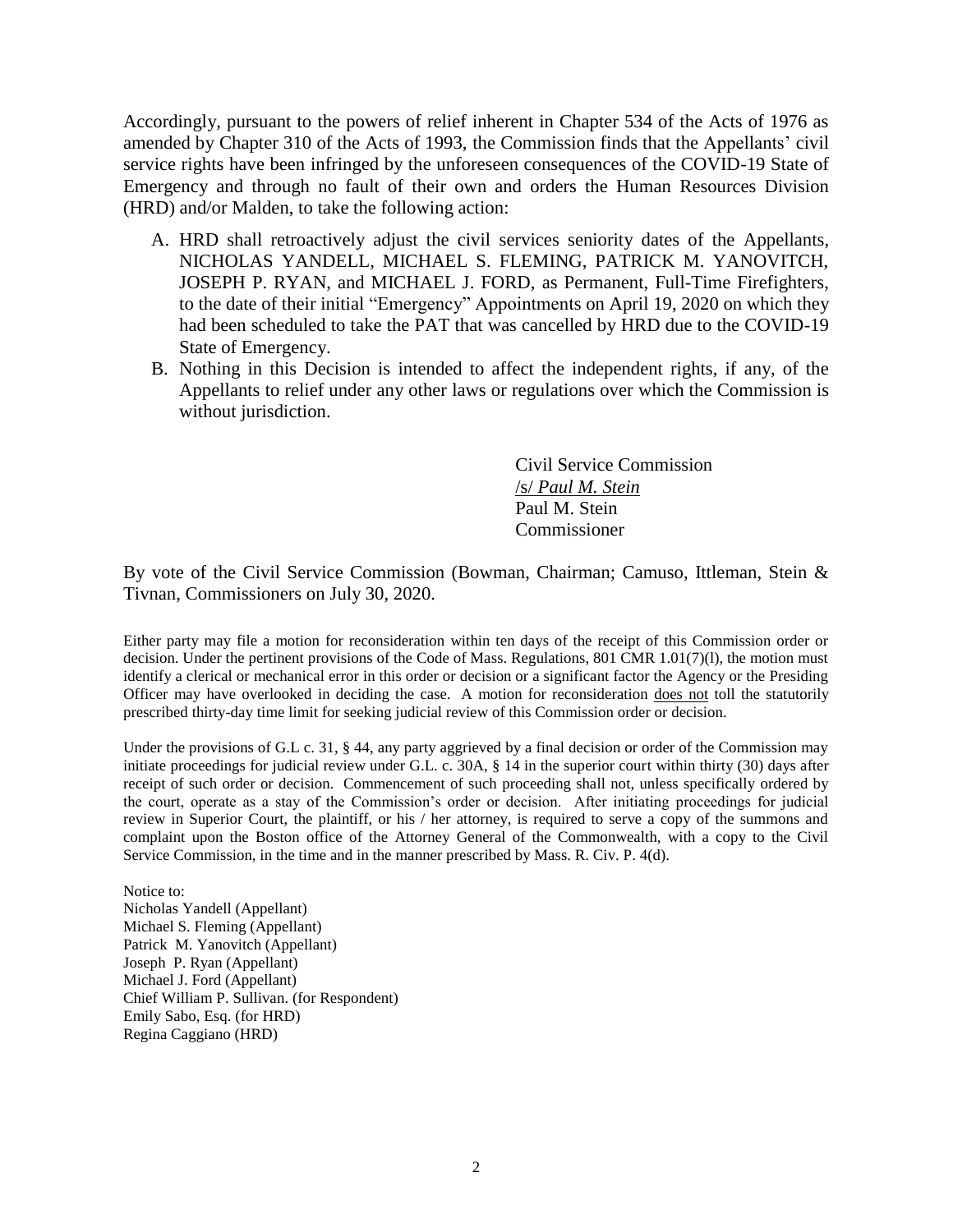Accordingly, pursuant to the powers of relief inherent in Chapter 534 of the Acts of 1976 as amended by Chapter 310 of the Acts of 1993, the Commission finds that the Appellants' civil service rights have been infringed by the unforeseen consequences of the COVID-19 State of Emergency and through no fault of their own and orders the Human Resources Division (HRD) and/or Malden, to take the following action:

A. HRD shall retroactively adjust the civil services seniority dates of the Appellants, NICHOLAS YANDELL, MICHAEL S. FLEMING, PATRICK M. YANOVITCH, JOSEPH P. RYAN, and MICHAEL J. FORD, as Permanent, Full-Time Firefighters, to the date of their initial "Emergency" Appointments on April 19, 2020 on which they had been scheduled to take the PAT that was cancelled by HRD due to the COVID-19 State of Emergency.
B. Nothing in this Decision is intended to affect the independent rights, if any, of the Appellants to relief under any other laws or regulations over which the Commission is without jurisdiction.

Civil Service Commission
/s/ *Paul M. Stein*
Paul M. Stein
Commissioner

By vote of the Civil Service Commission (Bowman, Chairman; Camuso, Ittleman, Stein & Tivnan, Commissioners on July 30, 2020.

Either party may file a motion for reconsideration within ten days of the receipt of this Commission order or decision. Under the pertinent provisions of the Code of Mass. Regulations, 801 CMR 1.01(7)(l), the motion must identify a clerical or mechanical error in this order or decision or a significant factor the Agency or the Presiding Officer may have overlooked in deciding the case. A motion for reconsideration does not toll the statutorily prescribed thirty-day time limit for seeking judicial review of this Commission order or decision.

Under the provisions of G.L c. 31, § 44, any party aggrieved by a final decision or order of the Commission may initiate proceedings for judicial review under G.L. c. 30A, § 14 in the superior court within thirty (30) days after receipt of such order or decision. Commencement of such proceeding shall not, unless specifically ordered by the court, operate as a stay of the Commission's order or decision. After initiating proceedings for judicial review in Superior Court, the plaintiff, or his / her attorney, is required to serve a copy of the summons and complaint upon the Boston office of the Attorney General of the Commonwealth, with a copy to the Civil Service Commission, in the time and in the manner prescribed by Mass. R. Civ. P. 4(d).

Notice to:
Nicholas Yandell (Appellant)
Michael S. Fleming (Appellant)
Patrick M. Yanovitch (Appellant)
Joseph P. Ryan (Appellant)
Michael J. Ford (Appellant)
Chief William P. Sullivan. (for Respondent)
Emily Sabo, Esq. (for HRD)
Regina Caggiano (HRD)